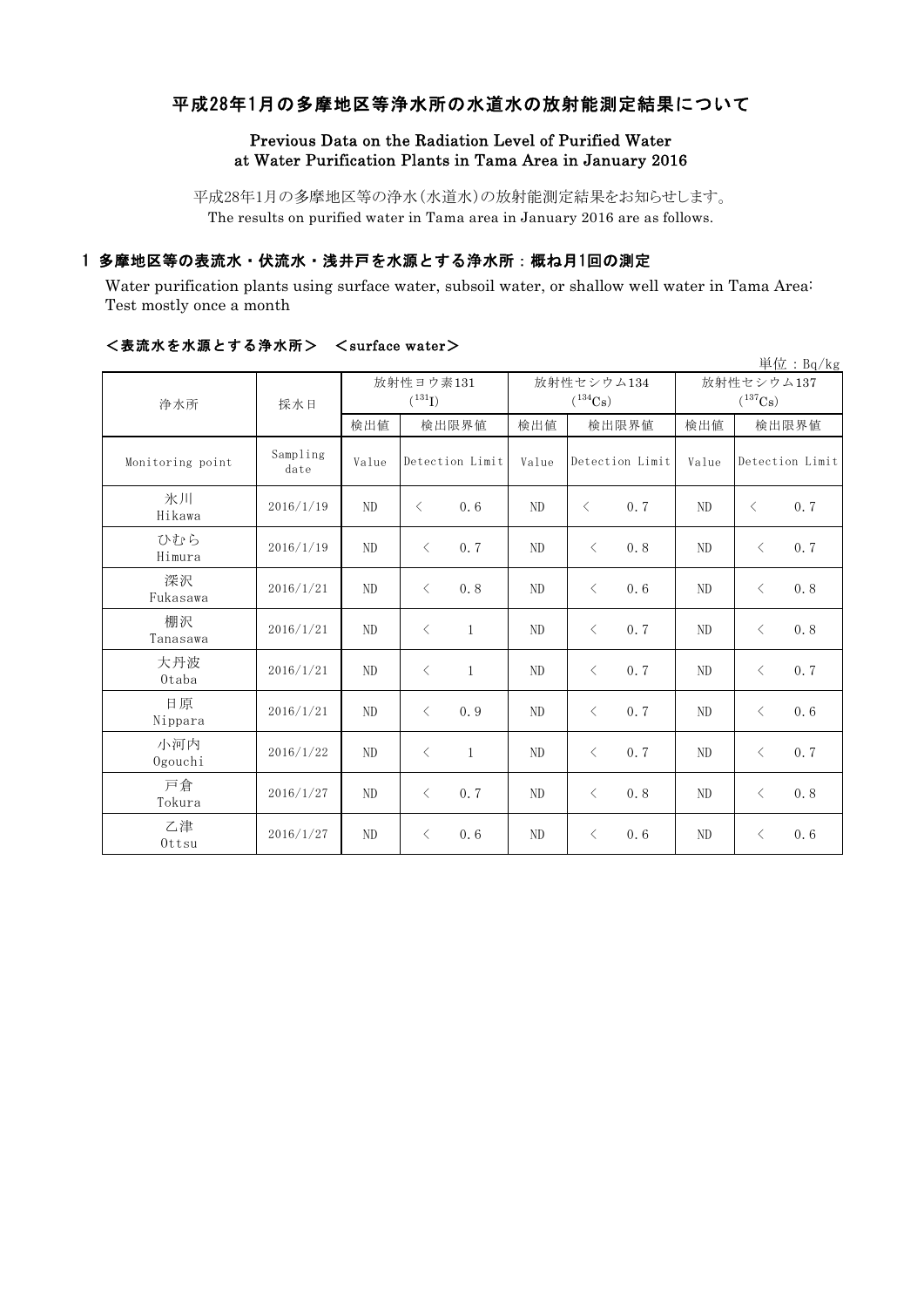# 平成28年1月の多摩地区等浄水所の水道水の放射能測定結果について

**Previous Data on the Radiation Level of Purified Water at Water Purification Plants in Tama Area in January 2016**

平成28年1月の多摩地区等の浄水(水道水)の放射能測定結果をお知らせします。
The results on purified water in Tama area in January 2016 are as follows.

## 1 多摩地区等の表流水・伏流水・浅井戸を水源とする浄水所：概ね月1回の測定

Water purification plants using surface water, subsoil water, or shallow well water in Tama Area: Test mostly once a month

### ＜表流水を水源とする浄水所＞　＜surface water＞

単位：Bq/kg

| 浄水所 | 採水日 | 放射性ヨウ素131 ($^{131}I$) | | | 放射性セシウム134 ($^{134}Cs$) | | | 放射性セシウム137 ($^{137}Cs$) | | |
|---|---|---|---|---|---|---|---|---|---|---|
| | | 検出値 | 検出限界値 | | 検出値 | 検出限界値 | | 検出値 | 検出限界値 | |
| Monitoring point | Sampling date | Value | Detection Limit | | Value | Detection Limit | | Value | Detection Limit | |
| 氷川 Hikawa | 2016/1/19 | ND | < | 0.6 | ND | < | 0.7 | ND | < | 0.7 |
| ひむら Himura | 2016/1/19 | ND | < | 0.7 | ND | < | 0.8 | ND | < | 0.7 |
| 深沢 Fukasawa | 2016/1/21 | ND | < | 0.8 | ND | < | 0.6 | ND | < | 0.8 |
| 棚沢 Tanasawa | 2016/1/21 | ND | < | 1 | ND | < | 0.7 | ND | < | 0.8 |
| 大丹波 Otaba | 2016/1/21 | ND | < | 1 | ND | < | 0.7 | ND | < | 0.7 |
| 日原 Nippara | 2016/1/21 | ND | < | 0.9 | ND | < | 0.7 | ND | < | 0.6 |
| 小河内 Ogouchi | 2016/1/22 | ND | < | 1 | ND | < | 0.7 | ND | < | 0.7 |
| 戸倉 Tokura | 2016/1/27 | ND | < | 0.7 | ND | < | 0.8 | ND | < | 0.8 |
| 乙津 Ottsu | 2016/1/27 | ND | < | 0.6 | ND | < | 0.6 | ND | < | 0.6 |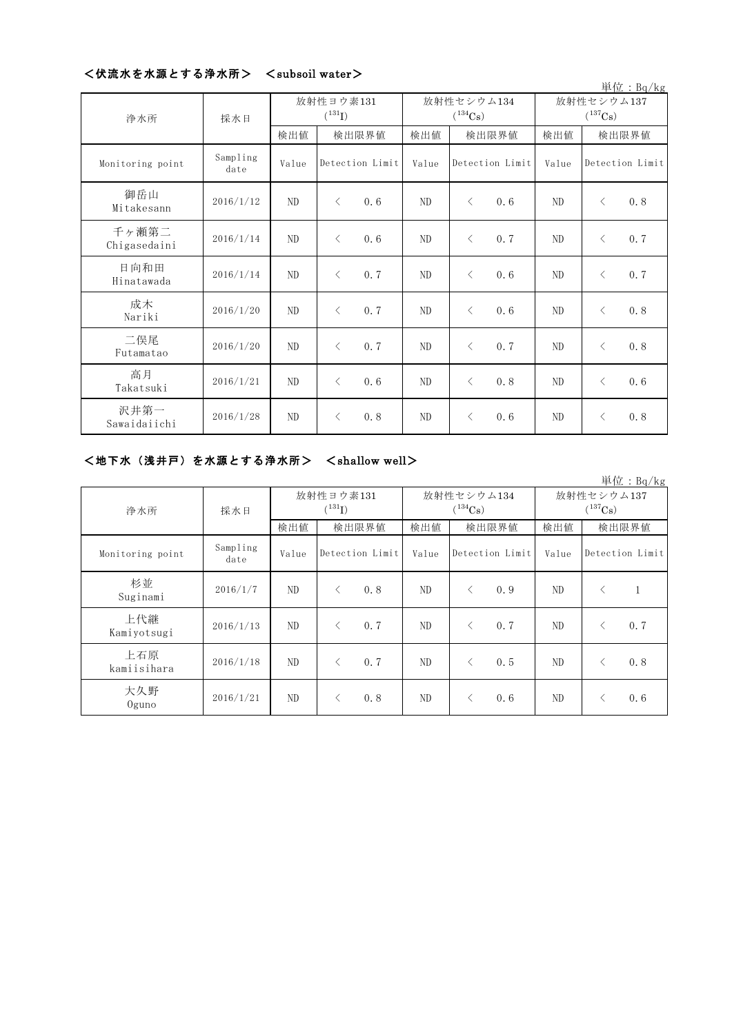## <伏流水を水源とする浄水所> <subsoil water>

単位：Bq/kg

| 浄水所 | 採水日 | 放射性ヨウ素131 ($^{131}I$) | | 放射性セシウム134 ($^{134}Cs$) | | 放射性セシウム137 ($^{137}Cs$) | |
|---|---|---|---|---|---|---|---|
| | | 検出値 | 検出限界値 | 検出値 | 検出限界値 | 検出値 | 検出限界値 |
| Monitoring point | Sampling date | Value | Detection Limit | Value | Detection Limit | Value | Detection Limit |
| 御岳山 Mitakesann | 2016/1/12 | ND | < 0.6 | ND | < 0.6 | ND | < 0.8 |
| 千ヶ瀬第二 Chigasedaini | 2016/1/14 | ND | < 0.6 | ND | < 0.7 | ND | < 0.7 |
| 日向和田 Hinatawada | 2016/1/14 | ND | < 0.7 | ND | < 0.6 | ND | < 0.7 |
| 成木 Nariki | 2016/1/20 | ND | < 0.7 | ND | < 0.6 | ND | < 0.8 |
| 二俣尾 Futamatao | 2016/1/20 | ND | < 0.7 | ND | < 0.7 | ND | < 0.8 |
| 高月 Takatsuki | 2016/1/21 | ND | < 0.6 | ND | < 0.8 | ND | < 0.6 |
| 沢井第一 Sawaidaiichi | 2016/1/28 | ND | < 0.8 | ND | < 0.6 | ND | < 0.8 |

## <地下水（浅井戸）を水源とする浄水所> <shallow well>

単位：Bq/kg

| 浄水所 | 採水日 | 放射性ヨウ素131 ($^{131}I$) | | 放射性セシウム134 ($^{134}Cs$) | | 放射性セシウム137 ($^{137}Cs$) | |
|---|---|---|---|---|---|---|---|
| | | 検出値 | 検出限界値 | 検出値 | 検出限界値 | 検出値 | 検出限界値 |
| Monitoring point | Sampling date | Value | Detection Limit | Value | Detection Limit | Value | Detection Limit |
| 杉並 Suginami | 2016/1/7 | ND | < 0.8 | ND | < 0.9 | ND | < 1 |
| 上代継 Kamiyotsugi | 2016/1/13 | ND | < 0.7 | ND | < 0.7 | ND | < 0.7 |
| 上石原 kamiisihara | 2016/1/18 | ND | < 0.7 | ND | < 0.5 | ND | < 0.8 |
| 大久野 Oguno | 2016/1/21 | ND | < 0.8 | ND | < 0.6 | ND | < 0.6 |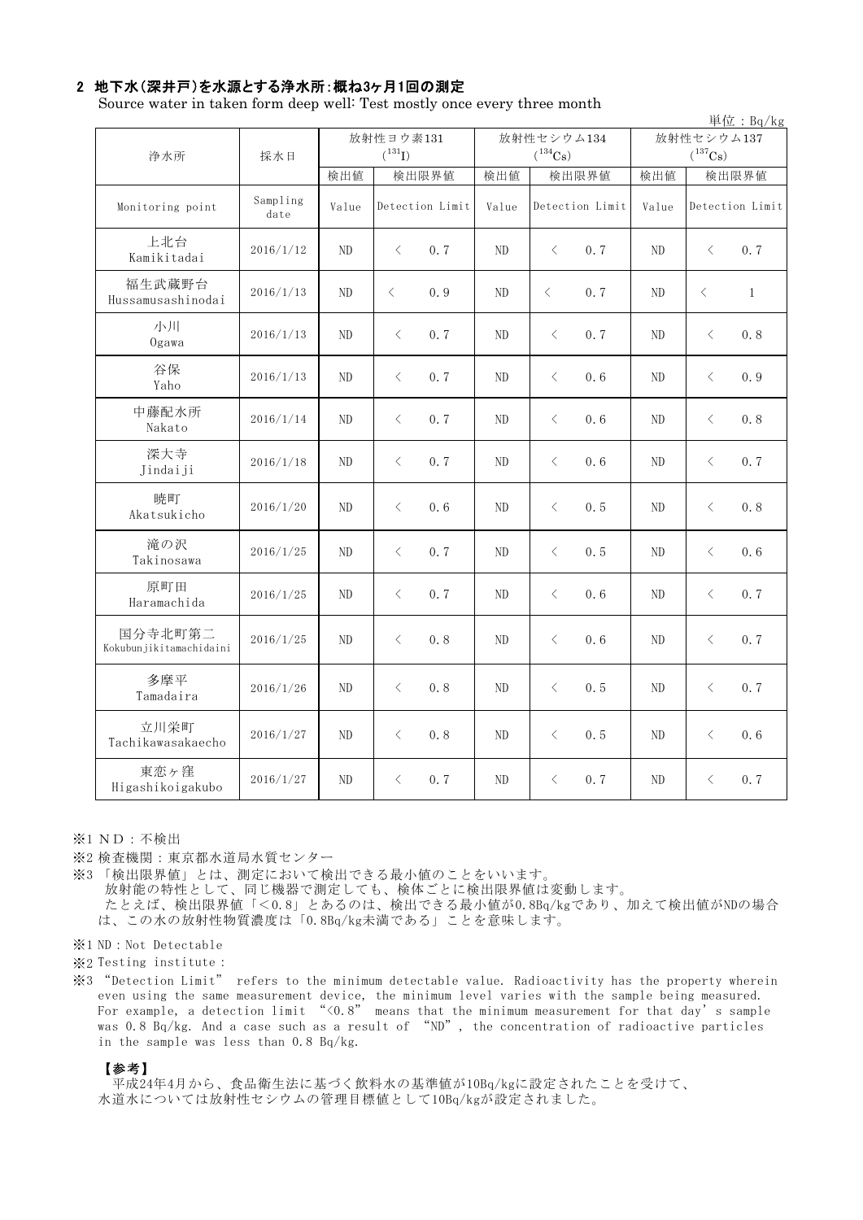## 2 地下水(深井戸)を水源とする浄水所:概ね3ヶ月1回の測定

Source water in taken form deep well: Test mostly once every three month

単位：Bq/kg

| 浄水所 | 採水日 | 放射性ヨウ素131 ($^{131}I$) | | 放射性セシウム134 ($^{134}Cs$) | | 放射性セシウム137 ($^{137}Cs$) | |
|---|---|---|---|---|---|---|---|
| | | 検出値 | 検出限界値 | 検出値 | 検出限界値 | 検出値 | 検出限界値 |
| Monitoring point | Sampling date | Value | Detection Limit | Value | Detection Limit | Value | Detection Limit |
| 上北台 Kamikitadai | 2016/1/12 | ND | ＜ 0.7 | ND | ＜ 0.7 | ND | ＜ 0.7 |
| 福生武蔵野台 Hussamusashinodai | 2016/1/13 | ND | ＜ 0.9 | ND | ＜ 0.7 | ND | ＜ 1 |
| 小川 Ogawa | 2016/1/13 | ND | ＜ 0.7 | ND | ＜ 0.7 | ND | ＜ 0.8 |
| 谷保 Yaho | 2016/1/13 | ND | ＜ 0.7 | ND | ＜ 0.6 | ND | ＜ 0.9 |
| 中藤配水所 Nakato | 2016/1/14 | ND | ＜ 0.7 | ND | ＜ 0.6 | ND | ＜ 0.8 |
| 深大寺 Jindaiji | 2016/1/18 | ND | ＜ 0.7 | ND | ＜ 0.6 | ND | ＜ 0.7 |
| 暁町 Akatsukicho | 2016/1/20 | ND | ＜ 0.6 | ND | ＜ 0.5 | ND | ＜ 0.8 |
| 滝の沢 Takinosawa | 2016/1/25 | ND | ＜ 0.7 | ND | ＜ 0.5 | ND | ＜ 0.6 |
| 原町田 Haramachida | 2016/1/25 | ND | ＜ 0.7 | ND | ＜ 0.6 | ND | ＜ 0.7 |
| 国分寺北町第二 Kokubunjikitamachidaini | 2016/1/25 | ND | ＜ 0.8 | ND | ＜ 0.6 | ND | ＜ 0.7 |
| 多摩平 Tamadaira | 2016/1/26 | ND | ＜ 0.8 | ND | ＜ 0.5 | ND | ＜ 0.7 |
| 立川栄町 Tachikawasakaecho | 2016/1/27 | ND | ＜ 0.8 | ND | ＜ 0.5 | ND | ＜ 0.6 |
| 東恋ヶ窪 Higashikoigakubo | 2016/1/27 | ND | ＜ 0.7 | ND | ＜ 0.7 | ND | ＜ 0.7 |

※1 ＮＤ：不検出

※2 検査機関：東京都水道局水質センター

※3 「検出限界値」とは、測定において検出できる最小値のことをいいます。
放射能の特性として、同じ機器で測定しても、検体ごとに検出限界値は変動します。
たとえば、検出限界値「＜0.8」とあるのは、検出できる最小値が0.8Bq/kgであり、加えて検出値がNDの場合は、この水の放射性物質濃度は「0.8Bq/kg未満である」ことを意味します。

※1 ND：Not Detectable

※2 Testing institute：

※3 "Detection Limit" refers to the minimum detectable value. Radioactivity has the property wherein even using the same measurement device, the minimum level varies with the sample being measured. For example, a detection limit "<0.8" means that the minimum measurement for that day's sample was 0.8 Bq/kg. And a case such as a result of "ND", the concentration of radioactive particles in the sample was less than 0.8 Bq/kg.

【参考】

平成24年4月から、食品衛生法に基づく飲料水の基準値が10Bq/kgに設定されたことを受けて、水道水については放射性セシウムの管理目標値として10Bq/kgが設定されました。